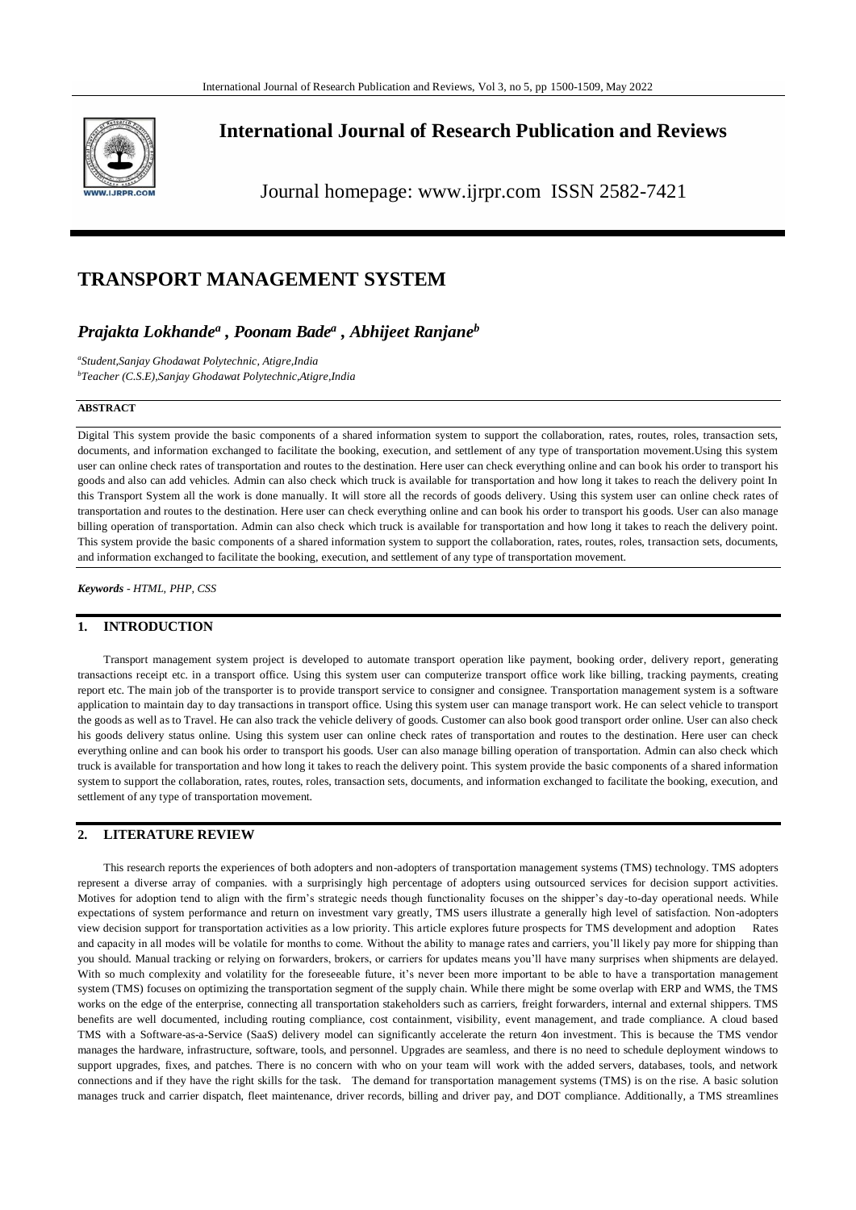# International Journal of Research Publication and Reviews

Journal homepage: www.ijrpr.com ISSN 2582-7421

# TRANSPORT MANAGEMENT SYSTEM

***Prajakta Lokhande[a] , Poonam Bade[a] , Abhijeet Ranjane[b]***

*[a]Student,Sanjay Ghodawat Polytechnic, Atigre,India*
*[b]Teacher (C.S.E),Sanjay Ghodawat Polytechnic,Atigre,India*

**ABSTRACT**

Digital This system provide the basic components of a shared information system to support the collaboration, rates, routes, roles, transaction sets, documents, and information exchanged to facilitate the booking, execution, and settlement of any type of transportation movement.Using this system user can online check rates of transportation and routes to the destination. Here user can check everything online and can book his order to transport his goods and also can add vehicles. Admin can also check which truck is available for transportation and how long it takes to reach the delivery point In this Transport System all the work is done manually. It will store all the records of goods delivery. Using this system user can online check rates of transportation and routes to the destination. Here user can check everything online and can book his order to transport his goods. User can also manage billing operation of transportation. Admin can also check which truck is available for transportation and how long it takes to reach the delivery point. This system provide the basic components of a shared information system to support the collaboration, rates, routes, roles, transaction sets, documents, and information exchanged to facilitate the booking, execution, and settlement of any type of transportation movement.

***Keywords** - HTML, PHP, CSS*

## 1. INTRODUCTION

Transport management system project is developed to automate transport operation like payment, booking order, delivery report, generating transactions receipt etc. in a transport office. Using this system user can computerize transport office work like billing, tracking payments, creating report etc. The main job of the transporter is to provide transport service to consigner and consignee. Transportation management system is a software application to maintain day to day transactions in transport office. Using this system user can manage transport work. He can select vehicle to transport the goods as well as to Travel. He can also track the vehicle delivery of goods. Customer can also book good transport order online. User can also check his goods delivery status online. Using this system user can online check rates of transportation and routes to the destination. Here user can check everything online and can book his order to transport his goods. User can also manage billing operation of transportation. Admin can also check which truck is available for transportation and how long it takes to reach the delivery point. This system provide the basic components of a shared information system to support the collaboration, rates, routes, roles, transaction sets, documents, and information exchanged to facilitate the booking, execution, and settlement of any type of transportation movement.

## 2. LITERATURE REVIEW

This research reports the experiences of both adopters and non-adopters of transportation management systems (TMS) technology. TMS adopters represent a diverse array of companies. with a surprisingly high percentage of adopters using outsourced services for decision support activities. Motives for adoption tend to align with the firm's strategic needs though functionality focuses on the shipper's day-to-day operational needs. While expectations of system performance and return on investment vary greatly, TMS users illustrate a generally high level of satisfaction. Non-adopters view decision support for transportation activities as a low priority. This article explores future prospects for TMS development and adoption Rates and capacity in all modes will be volatile for months to come. Without the ability to manage rates and carriers, you'll likely pay more for shipping than you should. Manual tracking or relying on forwarders, brokers, or carriers for updates means you'll have many surprises when shipments are delayed. With so much complexity and volatility for the foreseeable future, it's never been more important to be able to have a transportation management system (TMS) focuses on optimizing the transportation segment of the supply chain. While there might be some overlap with ERP and WMS, the TMS works on the edge of the enterprise, connecting all transportation stakeholders such as carriers, freight forwarders, internal and external shippers. TMS benefits are well documented, including routing compliance, cost containment, visibility, event management, and trade compliance. A cloud based TMS with a Software-as-a-Service (SaaS) delivery model can significantly accelerate the return 4on investment. This is because the TMS vendor manages the hardware, infrastructure, software, tools, and personnel. Upgrades are seamless, and there is no need to schedule deployment windows to support upgrades, fixes, and patches. There is no concern with who on your team will work with the added servers, databases, tools, and network connections and if they have the right skills for the task. The demand for transportation management systems (TMS) is on the rise. A basic solution manages truck and carrier dispatch, fleet maintenance, driver records, billing and driver pay, and DOT compliance. Additionally, a TMS streamlines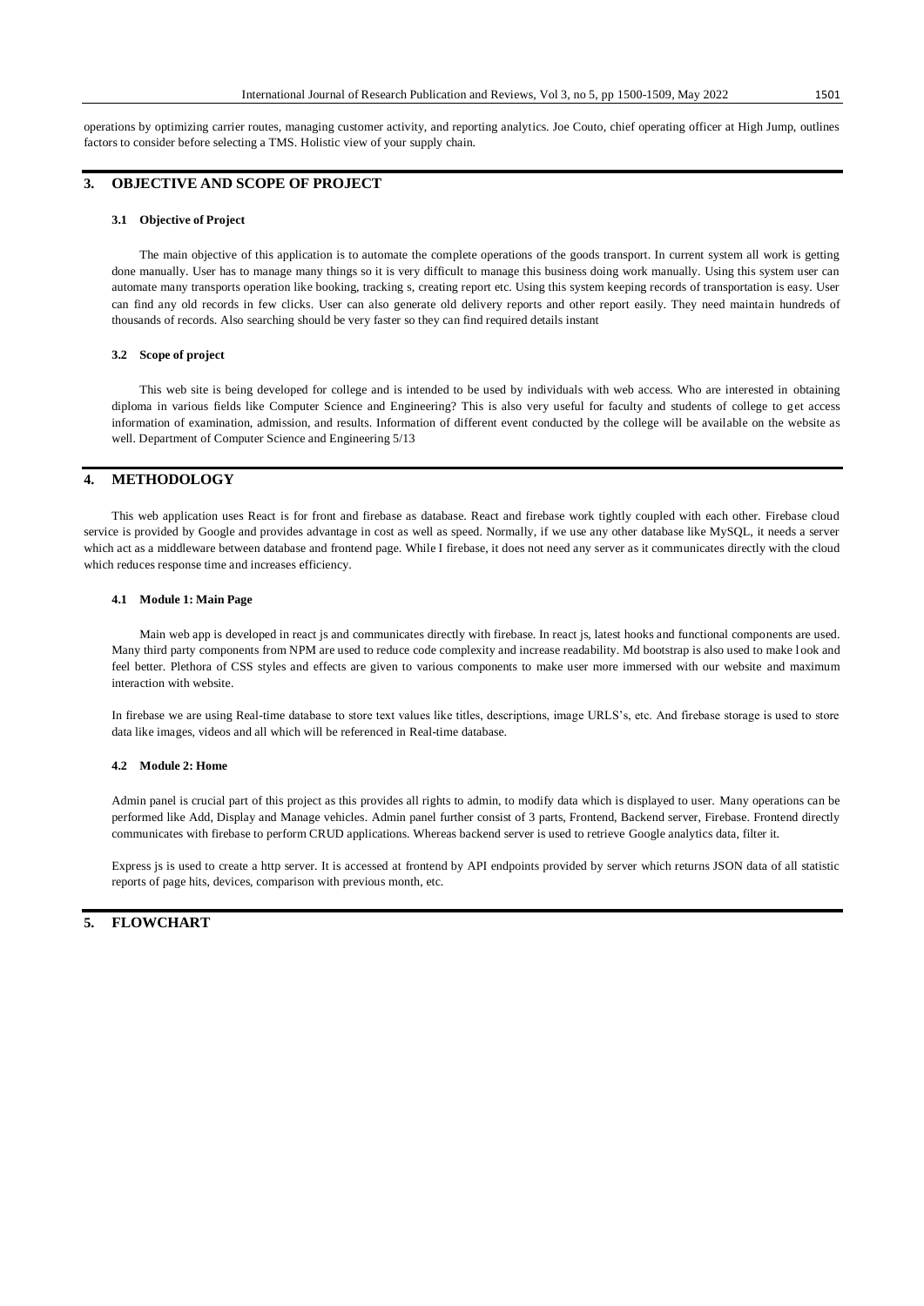operations by optimizing carrier routes, managing customer activity, and reporting analytics. Joe Couto, chief operating officer at High Jump, outlines factors to consider before selecting a TMS. Holistic view of your supply chain.

## 3. OBJECTIVE AND SCOPE OF PROJECT

### 3.1 Objective of Project

The main objective of this application is to automate the complete operations of the goods transport. In current system all work is getting done manually. User has to manage many things so it is very difficult to manage this business doing work manually. Using this system user can automate many transports operation like booking, tracking s, creating report etc. Using this system keeping records of transportation is easy. User can find any old records in few clicks. User can also generate old delivery reports and other report easily. They need maintain hundreds of thousands of records. Also searching should be very faster so they can find required details instant

### 3.2 Scope of project

This web site is being developed for college and is intended to be used by individuals with web access. Who are interested in obtaining diploma in various fields like Computer Science and Engineering? This is also very useful for faculty and students of college to get access information of examination, admission, and results. Information of different event conducted by the college will be available on the website as well. Department of Computer Science and Engineering 5/13

## 4. METHODOLOGY

This web application uses React is for front and firebase as database. React and firebase work tightly coupled with each other. Firebase cloud service is provided by Google and provides advantage in cost as well as speed. Normally, if we use any other database like MySQL, it needs a server which act as a middleware between database and frontend page. While I firebase, it does not need any server as it communicates directly with the cloud which reduces response time and increases efficiency.

### 4.1 Module 1: Main Page

Main web app is developed in react js and communicates directly with firebase. In react js, latest hooks and functional components are used. Many third party components from NPM are used to reduce code complexity and increase readability. Md bootstrap is also used to make look and feel better. Plethora of CSS styles and effects are given to various components to make user more immersed with our website and maximum interaction with website.

In firebase we are using Real-time database to store text values like titles, descriptions, image URLS's, etc. And firebase storage is used to store data like images, videos and all which will be referenced in Real-time database.

### 4.2 Module 2: Home

Admin panel is crucial part of this project as this provides all rights to admin, to modify data which is displayed to user. Many operations can be performed like Add, Display and Manage vehicles. Admin panel further consist of 3 parts, Frontend, Backend server, Firebase. Frontend directly communicates with firebase to perform CRUD applications. Whereas backend server is used to retrieve Google analytics data, filter it.

Express js is used to create a http server. It is accessed at frontend by API endpoints provided by server which returns JSON data of all statistic reports of page hits, devices, comparison with previous month, etc.

## 5. FLOWCHART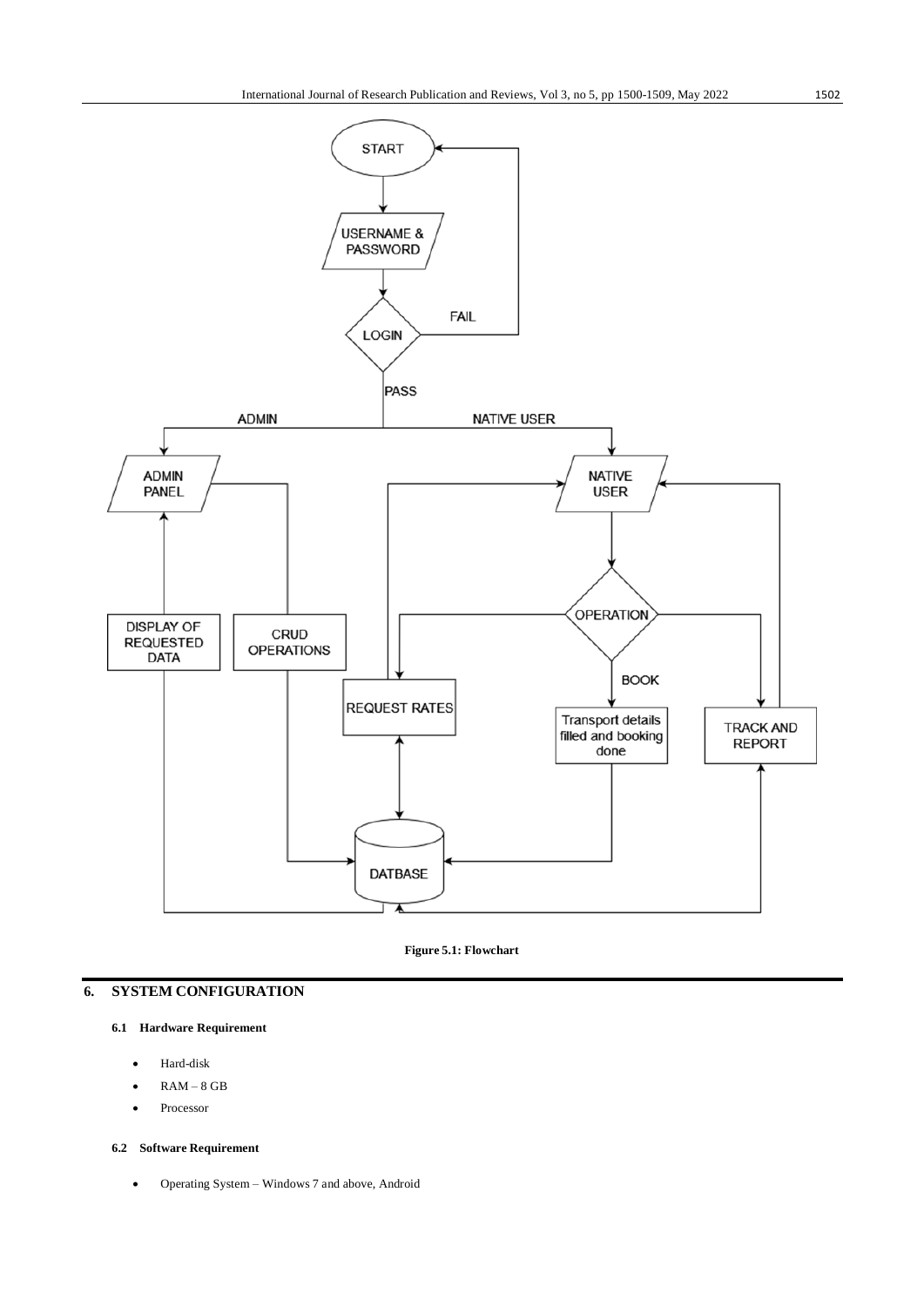**Figure 5.1: Flowchart**

## 6. SYSTEM CONFIGURATION

### 6.1 Hardware Requirement

- Hard-disk
- RAM – 8 GB
- Processor

### 6.2 Software Requirement

- Operating System – Windows 7 and above, Android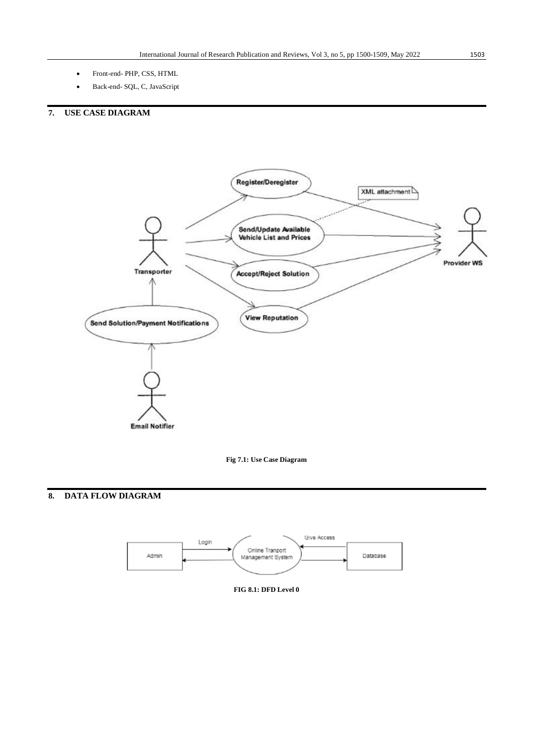- Front-end- PHP, CSS, HTML
- Back-end- SQL, C, JavaScript

## 7. USE CASE DIAGRAM

Fig 7.1: Use Case Diagram

## 8. DATA FLOW DIAGRAM

FIG 8.1: DFD Level 0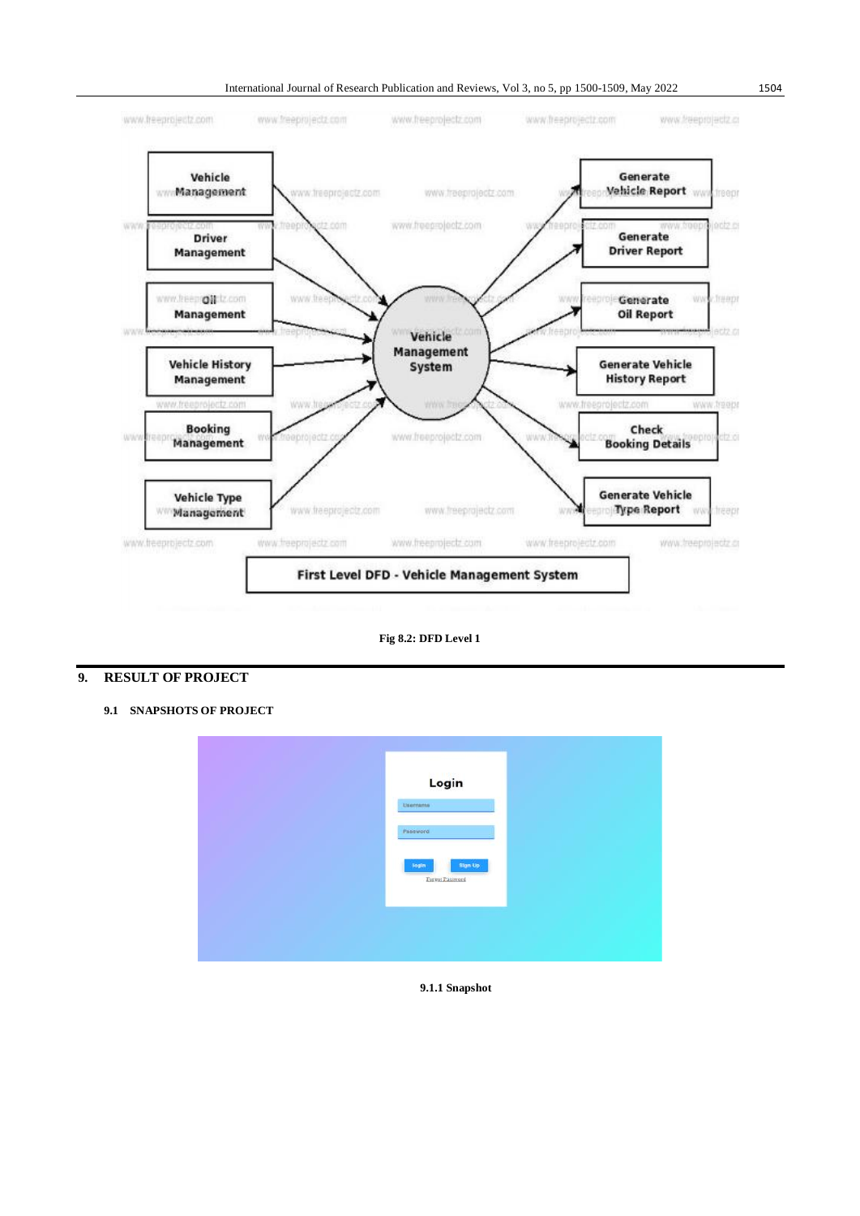Fig 8.2: DFD Level 1

# 9. RESULT OF PROJECT

## 9.1 SNAPSHOTS OF PROJECT

9.1.1 Snapshot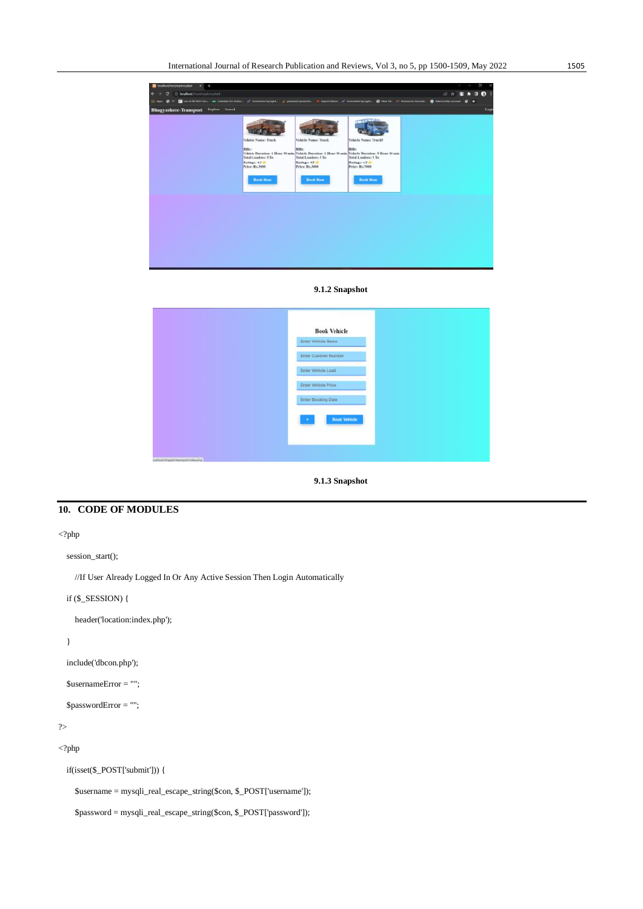9.1.2 Snapshot

9.1.3 Snapshot

## 10. CODE OF MODULES

```
<?php

  session_start();

    //If User Already Logged In Or Any Active Session Then Login Automatically

  if ($_SESSION) {

    header('location:index.php');

  }

  include('dbcon.php');

  $usernameError = "";

  $passwordError = "";

?>

<?php

  if(isset($_POST['submit'])) {

    $username = mysqli_real_escape_string($con, $_POST['username']);

    $password = mysqli_real_escape_string($con, $_POST['password']);
```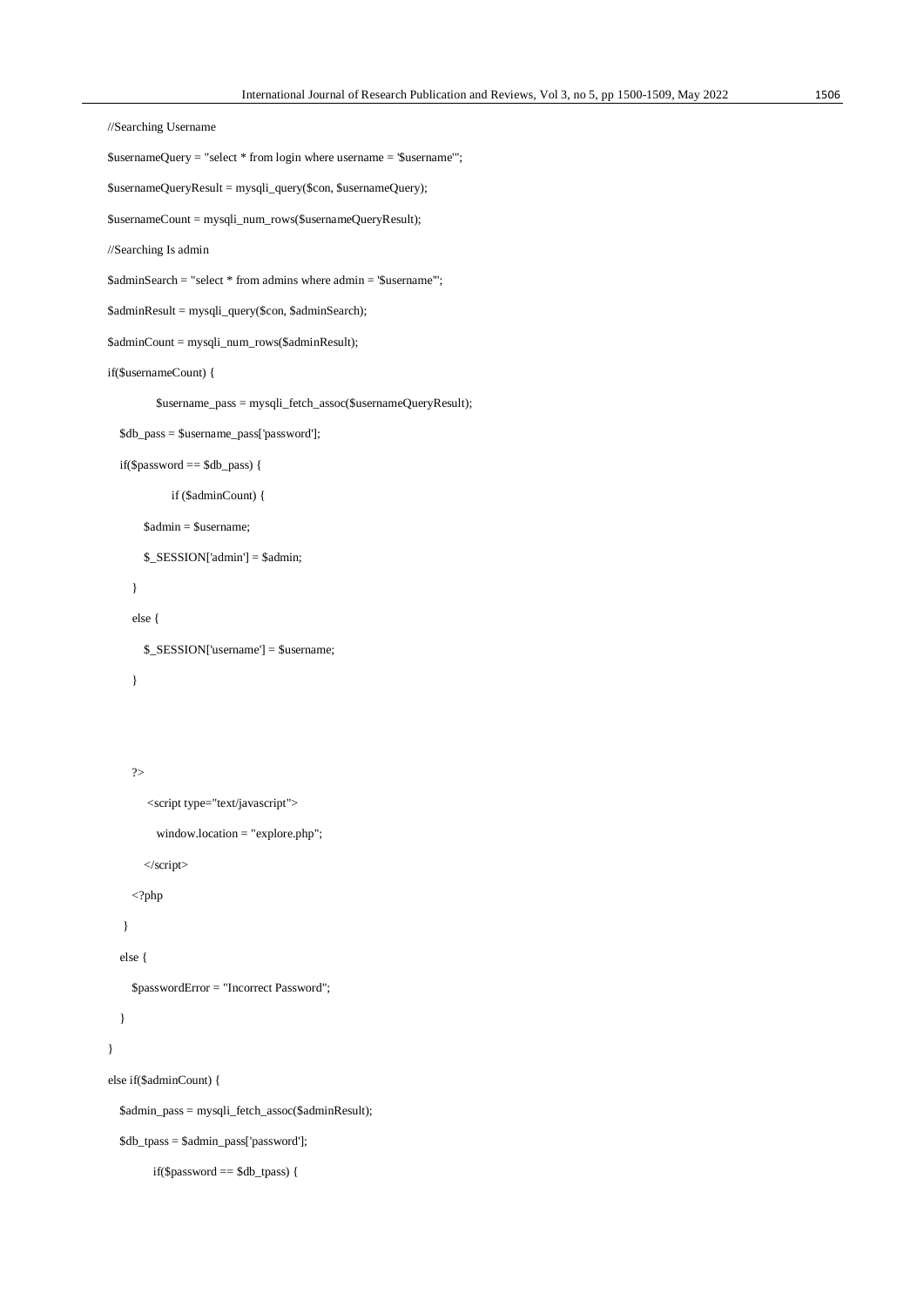```
//Searching Username
$usernameQuery = "select * from login where username = '$username'";
$usernameQueryResult = mysqli_query($con, $usernameQuery);
$usernameCount = mysqli_num_rows($usernameQueryResult);
//Searching Is admin
$adminSearch = "select * from admins where admin = '$username'";
$adminResult = mysqli_query($con, $adminSearch);
$adminCount = mysqli_num_rows($adminResult);
if($usernameCount) {
        $username_pass = mysqli_fetch_assoc($usernameQueryResult);
   $db_pass = $username_pass['password'];
   if($password == $db_pass) {
            if ($adminCount) {
         $admin = $username;
         $_SESSION['admin'] = $admin;
      }
      else {
         $_SESSION['username'] = $username;
      }



      ?>
         <script type="text/javascript">
           window.location = "explore.php";
         </script>
      <?php
   }
   else {
      $passwordError = "Incorrect Password";
   }
}
else if($adminCount) {
   $admin_pass = mysqli_fetch_assoc($adminResult);
   $db_tpass = $admin_pass['password'];
        if($password == $db_tpass) {
```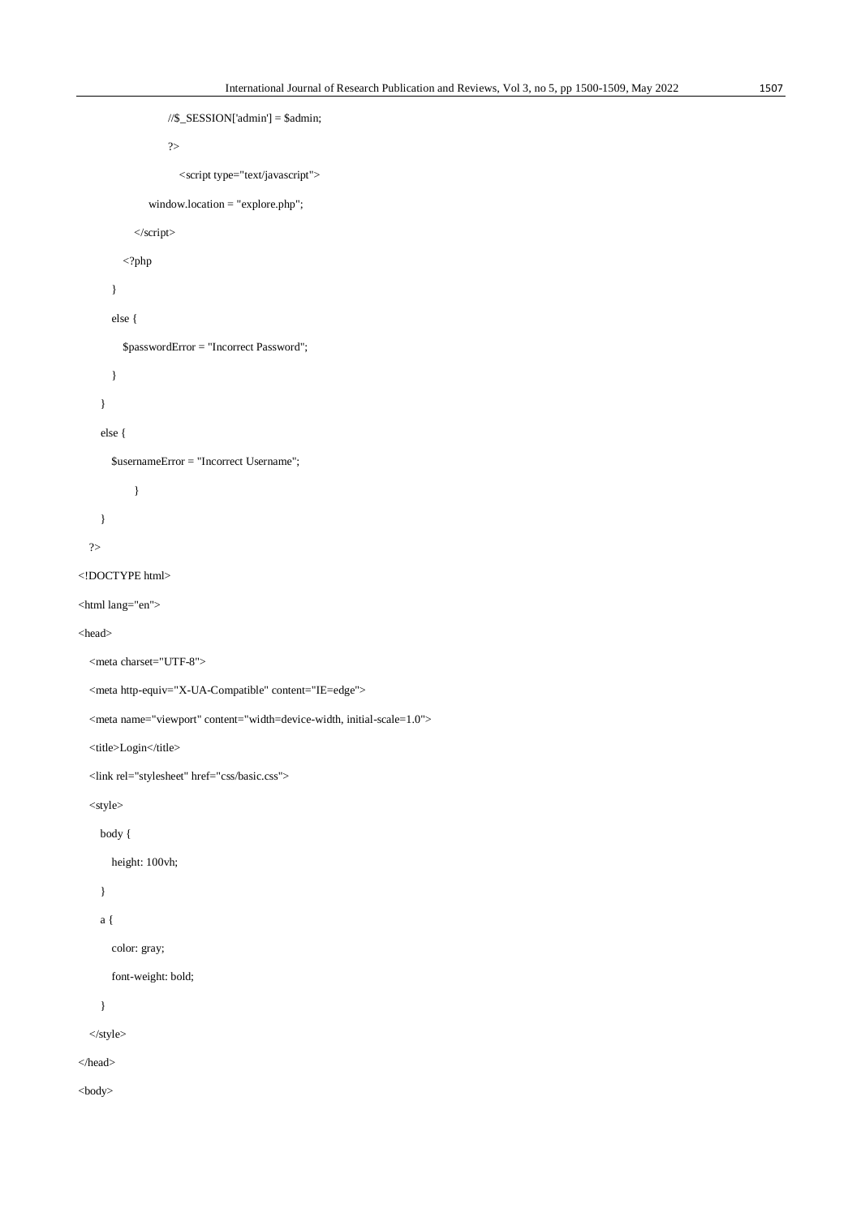```
                    //$_SESSION['admin'] = $admin;

                    ?>

                        <script type="text/javascript">

                window.location = "explore.php";

            </script>

        <?php

        }

        else {

            $passwordError = "Incorrect Password";

        }

    }

    else {

        $usernameError = "Incorrect Username";

            }

    }

?>

<!DOCTYPE html>

<html lang="en">

<head>

    <meta charset="UTF-8">

    <meta http-equiv="X-UA-Compatible" content="IE=edge">

    <meta name="viewport" content="width=device-width, initial-scale=1.0">

    <title>Login</title>

    <link rel="stylesheet" href="css/basic.css">

    <style>

        body {

            height: 100vh;

        }

        a {

            color: gray;

            font-weight: bold;

        }

    </style>

</head>

<body>
```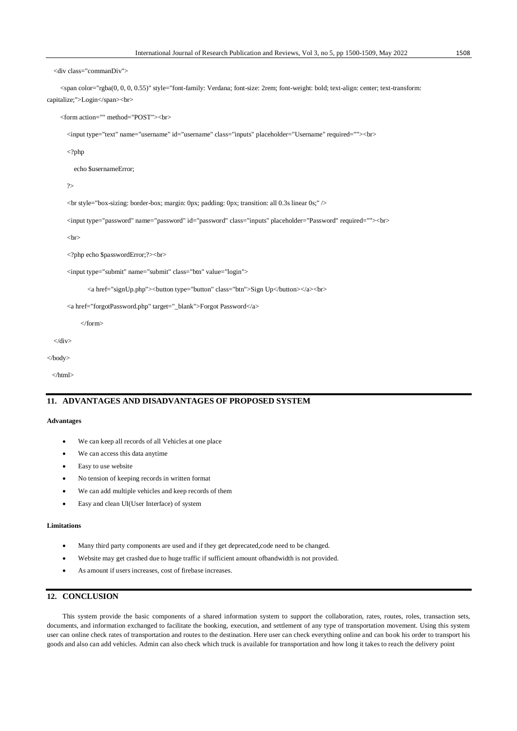```
<div class="commanDiv">

    <span color="rgba(0, 0, 0, 0.55)" style="font-family: Verdana; font-size: 2rem; font-weight: bold; text-align: center; text-transform:
capitalize;">Login</span><br>

    <form action="" method="POST"><br>

        <input type="text" name="username" id="username" class="inputs" placeholder="Username" required=""><br>

        <?php

            echo $usernameError;

        ?>

        <br style="box-sizing: border-box; margin: 0px; padding: 0px; transition: all 0.3s linear 0s;" />

        <input type="password" name="password" id="password" class="inputs" placeholder="Password" required=""><br>

        <br>

        <?php echo $passwordError;?><br>

        <input type="submit" name="submit" class="btn" value="login">

                <a href="signUp.php"><button type="button" class="btn">Sign Up</button></a><br>

        <a href="forgotPassword.php" target="_blank">Forgot Password</a>

            </form>

  </div>

</body>

  </html>
```

## 11. ADVANTAGES AND DISADVANTAGES OF PROPOSED SYSTEM

**Advantages**

- We can keep all records of all Vehicles at one place
- We can access this data anytime
- Easy to use website
- No tension of keeping records in written format
- We can add multiple vehicles and keep records of them
- Easy and clean UI(User Interface) of system

**Limitations**

- Many third party components are used and if they get deprecated,code need to be changed.
- Website may get crashed due to huge traffic if sufficient amount ofbandwidth is not provided.
- As amount if users increases, cost of firebase increases.

## 12. CONCLUSION

This system provide the basic components of a shared information system to support the collaboration, rates, routes, roles, transaction sets, documents, and information exchanged to facilitate the booking, execution, and settlement of any type of transportation movement. Using this system user can online check rates of transportation and routes to the destination. Here user can check everything online and can book his order to transport his goods and also can add vehicles. Admin can also check which truck is available for transportation and how long it takes to reach the delivery point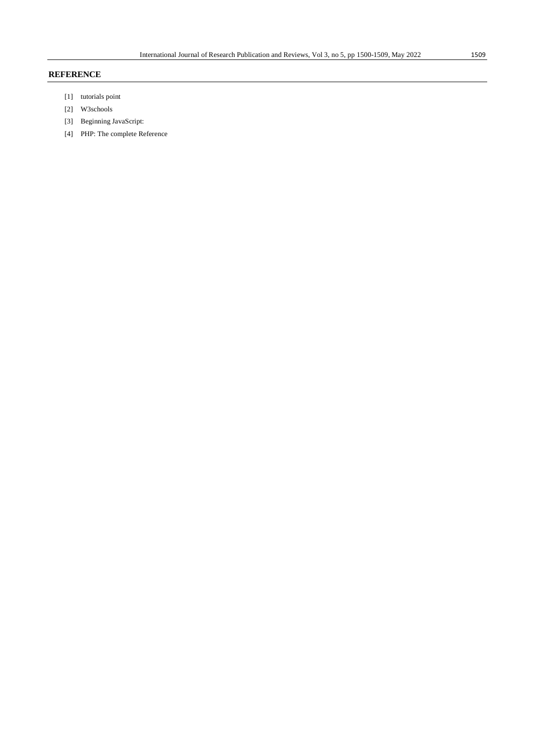## REFERENCE

[1] tutorials point

[2] W3schools

[3] Beginning JavaScript:

[4] PHP: The complete Reference